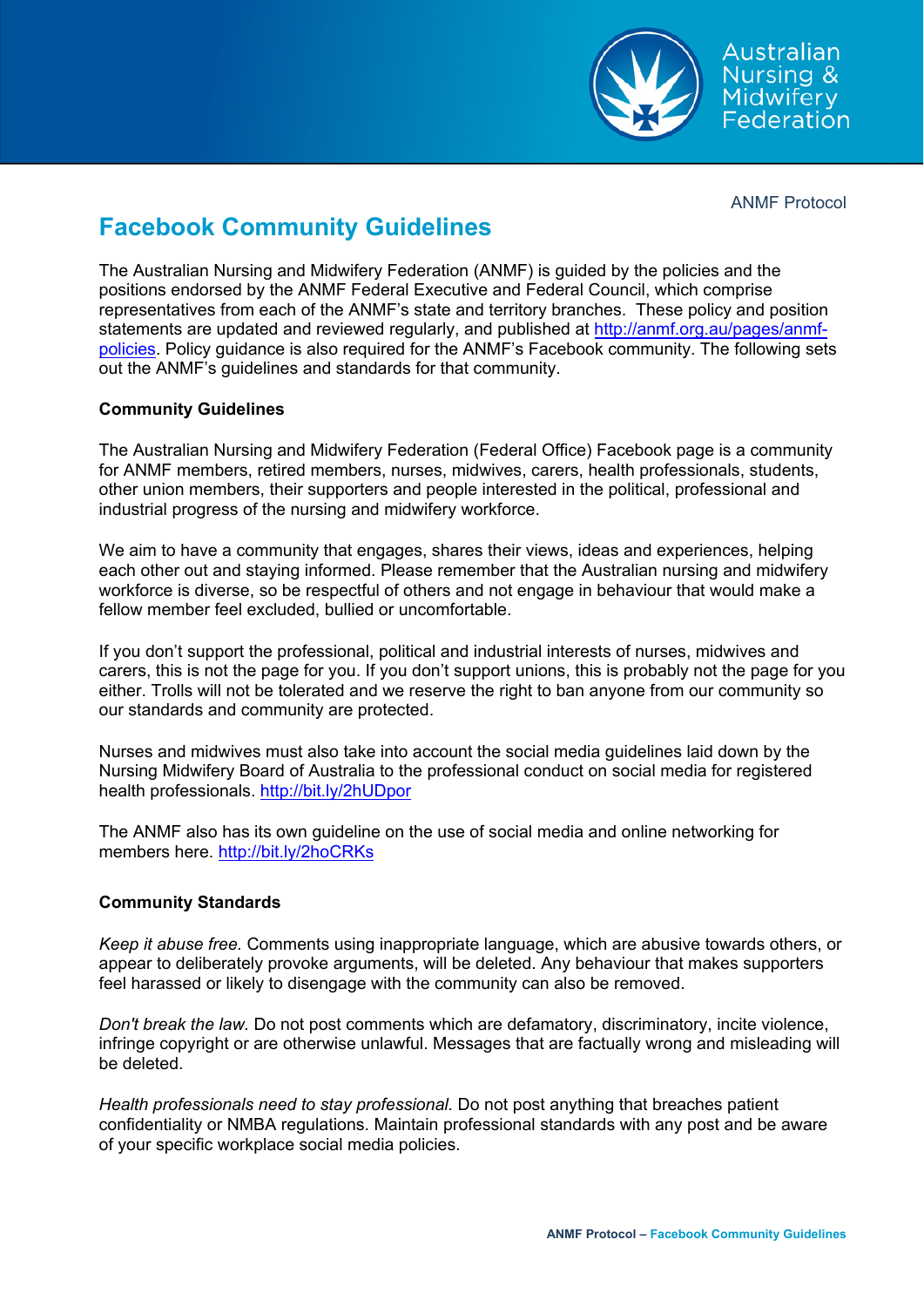ANMF Protocol

# Facebook Community Guidelines

The Australian Nursing and Midwifery Federation (ANMF) is guided by the policies and the positions endorsed by the ANMF Federal Executive and Federal Council, which comprise representatives from each of the ANMF's state and territory branches. These policy and position statements are updated and reviewed regularly, and published at http://anmf.org.au/pages/anmf-policies. Policy guidance is also required for the ANMF's Facebook community. The following sets out the ANMF's guidelines and standards for that community.

**Community Guidelines**

The Australian Nursing and Midwifery Federation (Federal Office) Facebook page is a community for ANMF members, retired members, nurses, midwives, carers, health professionals, students, other union members, their supporters and people interested in the political, professional and industrial progress of the nursing and midwifery workforce.

We aim to have a community that engages, shares their views, ideas and experiences, helping each other out and staying informed. Please remember that the Australian nursing and midwifery workforce is diverse, so be respectful of others and not engage in behaviour that would make a fellow member feel excluded, bullied or uncomfortable.

If you don't support the professional, political and industrial interests of nurses, midwives and carers, this is not the page for you. If you don't support unions, this is probably not the page for you either. Trolls will not be tolerated and we reserve the right to ban anyone from our community so our standards and community are protected.

Nurses and midwives must also take into account the social media guidelines laid down by the Nursing Midwifery Board of Australia to the professional conduct on social media for registered health professionals. http://bit.ly/2hUDpor

The ANMF also has its own guideline on the use of social media and online networking for members here. http://bit.ly/2hoCRKs

**Community Standards**

*Keep it abuse free.* Comments using inappropriate language, which are abusive towards others, or appear to deliberately provoke arguments, will be deleted. Any behaviour that makes supporters feel harassed or likely to disengage with the community can also be removed.

*Don't break the law.* Do not post comments which are defamatory, discriminatory, incite violence, infringe copyright or are otherwise unlawful. Messages that are factually wrong and misleading will be deleted.

*Health professionals need to stay professional.* Do not post anything that breaches patient confidentiality or NMBA regulations. Maintain professional standards with any post and be aware of your specific workplace social media policies.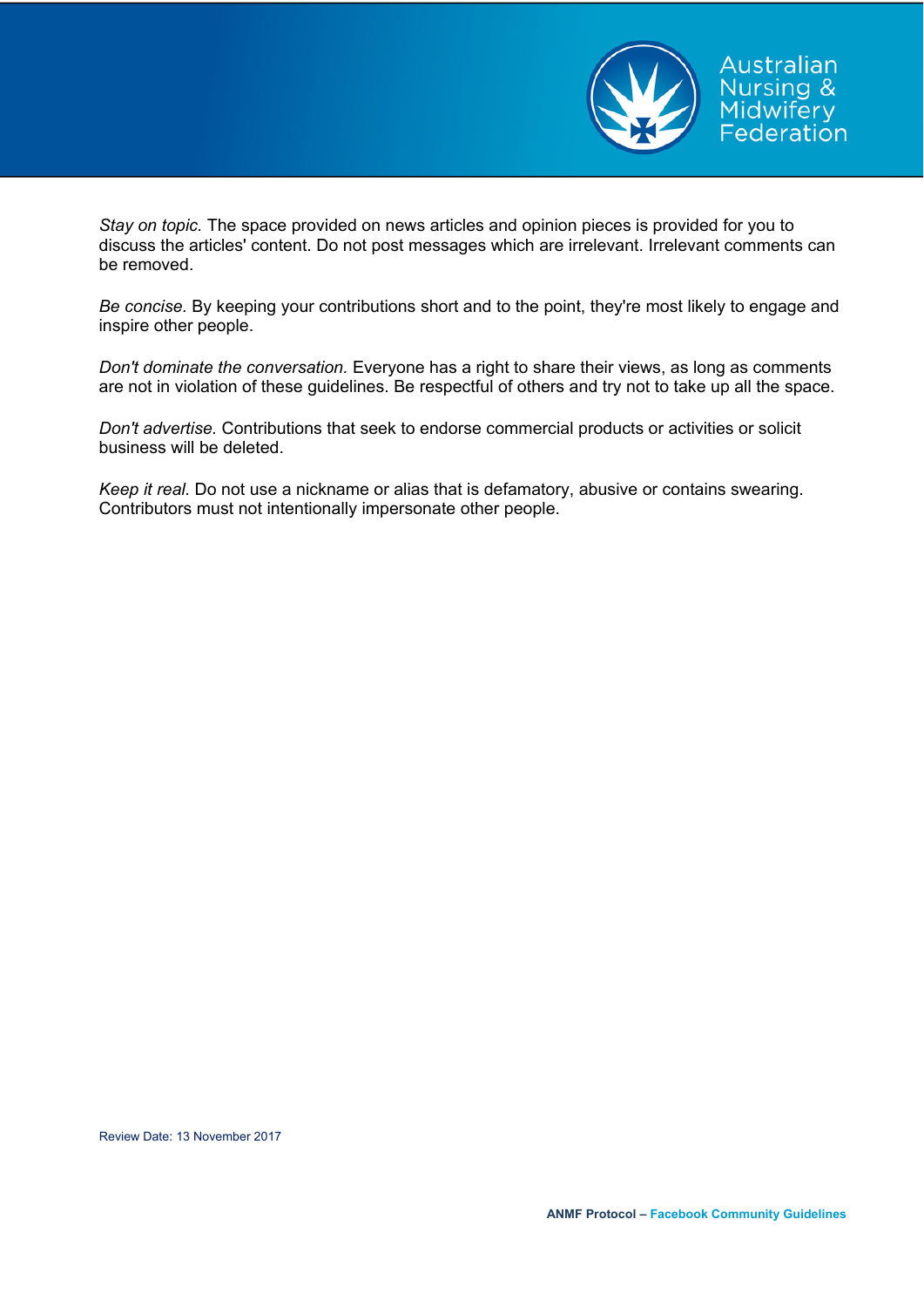*Stay on topic.* The space provided on news articles and opinion pieces is provided for you to discuss the articles' content. Do not post messages which are irrelevant. Irrelevant comments can be removed.

*Be concise.* By keeping your contributions short and to the point, they're most likely to engage and inspire other people.

*Don't dominate the conversation.* Everyone has a right to share their views, as long as comments are not in violation of these guidelines. Be respectful of others and try not to take up all the space.

*Don't advertise.* Contributions that seek to endorse commercial products or activities or solicit business will be deleted.

*Keep it real.* Do not use a nickname or alias that is defamatory, abusive or contains swearing. Contributors must not intentionally impersonate other people.

Review Date: 13 November 2017